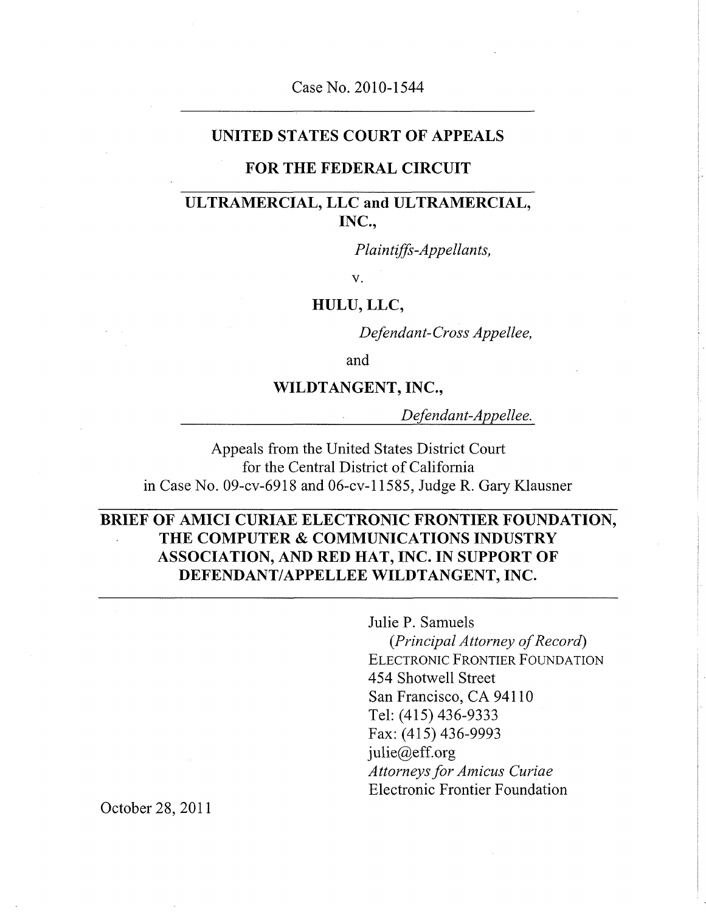Case No. 2010-1544

---

**UNITED STATES COURT OF APPEALS**

**FOR THE FEDERAL CIRCUIT**

---

**ULTRAMERCIAL, LLC and ULTRAMERCIAL, INC.,**

*Plaintiffs-Appellants,*

v.

**HULU, LLC,**

*Defendant-Cross Appellee,*

and

**WILDTANGENT, INC.,**

*Defendant-Appellee.*

---

Appeals from the United States District Court
for the Central District of California
in Case No. 09-cv-6918 and 06-cv-11585, Judge R. Gary Klausner

---

**BRIEF OF AMICI CURIAE ELECTRONIC FRONTIER FOUNDATION, THE COMPUTER & COMMUNICATIONS INDUSTRY ASSOCIATION, AND RED HAT, INC. IN SUPPORT OF DEFENDANT/APPELLEE WILDTANGENT, INC.**

---

Julie P. Samuels
*(Principal Attorney of Record)*
ELECTRONIC FRONTIER FOUNDATION
454 Shotwell Street
San Francisco, CA 94110
Tel: (415) 436-9333
Fax: (415) 436-9993
julie@eff.org
*Attorneys for Amicus Curiae*
Electronic Frontier Foundation

October 28, 2011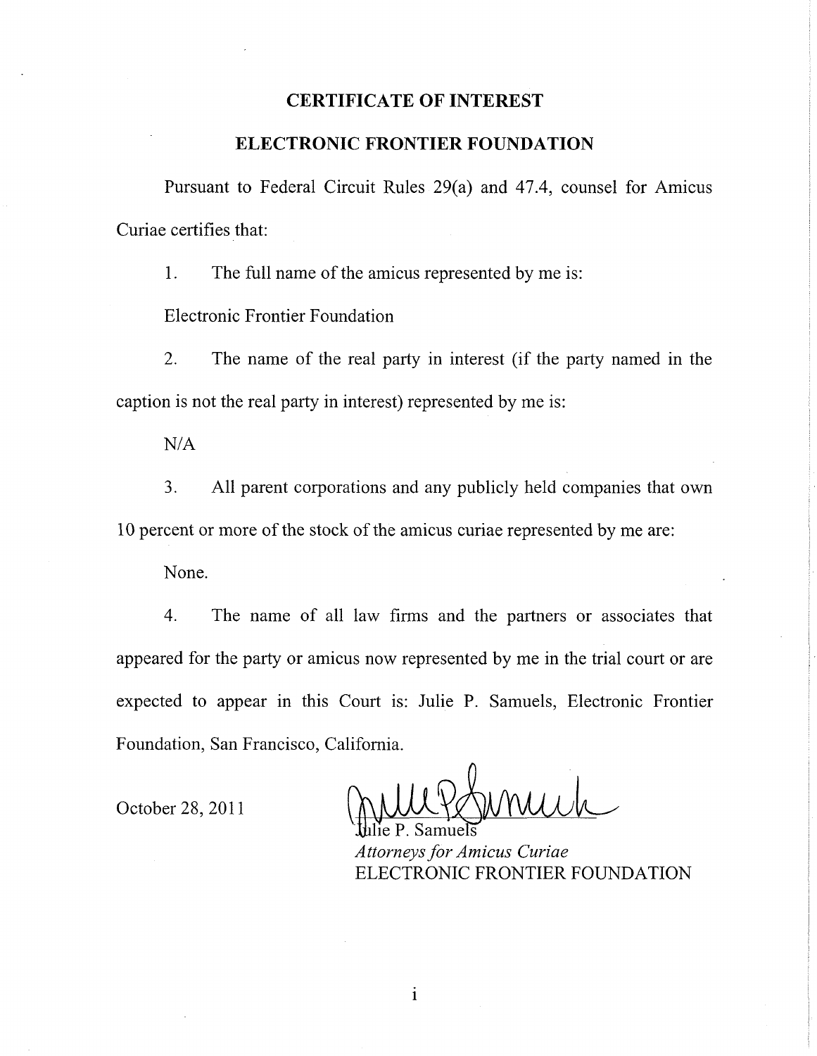# CERTIFICATE OF INTEREST

## ELECTRONIC FRONTIER FOUNDATION

Pursuant to Federal Circuit Rules 29(a) and 47.4, counsel for Amicus Curiae certifies that:

1. The full name of the amicus represented by me is:

Electronic Frontier Foundation

2. The name of the real party in interest (if the party named in the caption is not the real party in interest) represented by me is:

N/A

3. All parent corporations and any publicly held companies that own 10 percent or more of the stock of the amicus curiae represented by me are:

None.

4. The name of all law firms and the partners or associates that appeared for the party or amicus now represented by me in the trial court or are expected to appear in this Court is: Julie P. Samuels, Electronic Frontier Foundation, San Francisco, California.

October 28, 2011

Julie P. Samuels
*Attorneys for Amicus Curiae*
ELECTRONIC FRONTIER FOUNDATION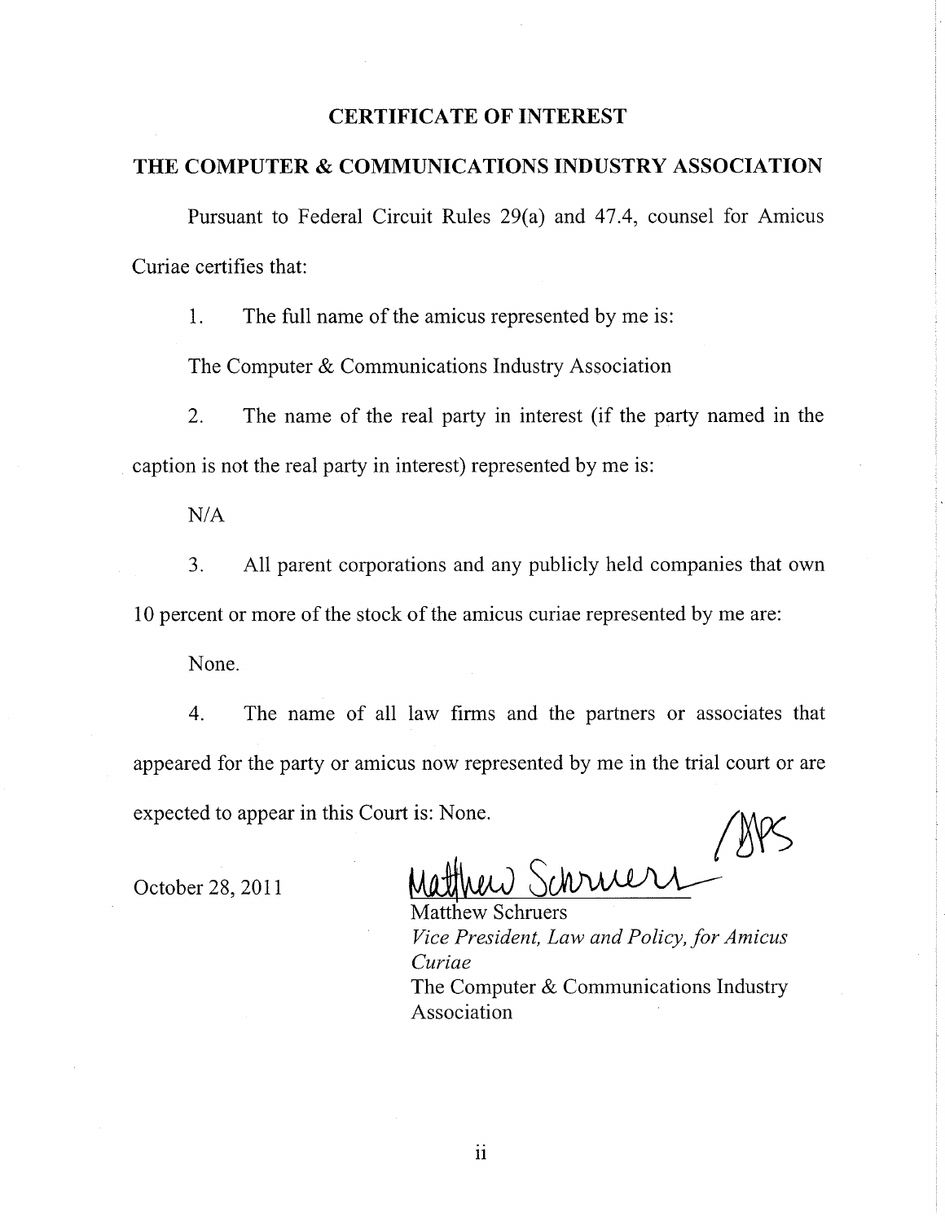# CERTIFICATE OF INTEREST

## THE COMPUTER & COMMUNICATIONS INDUSTRY ASSOCIATION

Pursuant to Federal Circuit Rules 29(a) and 47.4, counsel for Amicus Curiae certifies that:

1. The full name of the amicus represented by me is:

The Computer & Communications Industry Association

2. The name of the real party in interest (if the party named in the caption is not the real party in interest) represented by me is:

N/A

3. All parent corporations and any publicly held companies that own 10 percent or more of the stock of the amicus curiae represented by me are:

None.

4. The name of all law firms and the partners or associates that appeared for the party or amicus now represented by me in the trial court or are expected to appear in this Court is: None.

October 28, 2011

/MPS

Matthew Schruers
*Vice President, Law and Policy, for Amicus Curiae*
The Computer & Communications Industry Association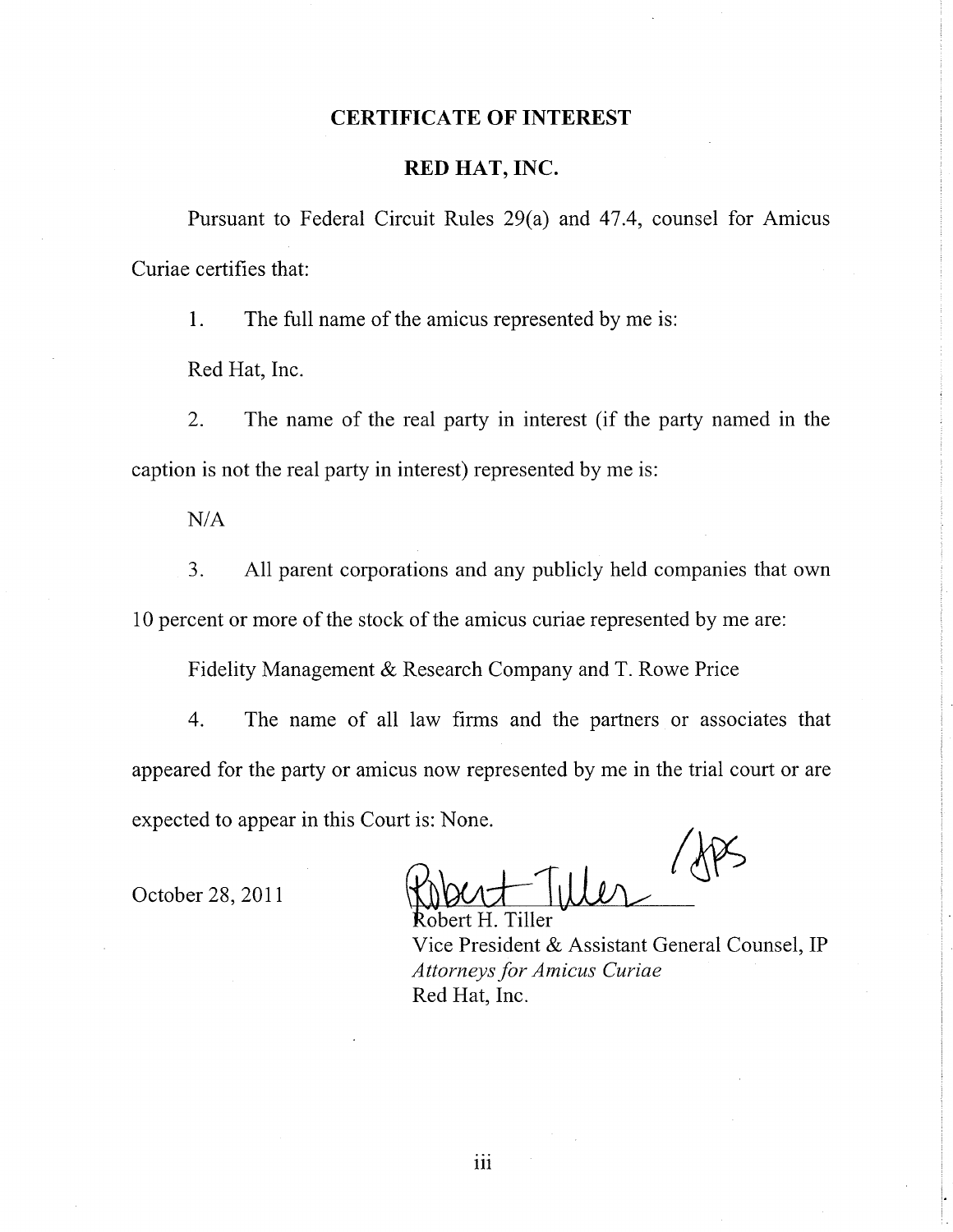# CERTIFICATE OF INTEREST

## RED HAT, INC.

Pursuant to Federal Circuit Rules 29(a) and 47.4, counsel for Amicus Curiae certifies that:

1. The full name of the amicus represented by me is:

Red Hat, Inc.

2. The name of the real party in interest (if the party named in the caption is not the real party in interest) represented by me is:

N/A

3. All parent corporations and any publicly held companies that own 10 percent or more of the stock of the amicus curiae represented by me are:

Fidelity Management & Research Company and T. Rowe Price

4. The name of all law firms and the partners or associates that appeared for the party or amicus now represented by me in the trial court or are expected to appear in this Court is: None.

October 28, 2011

Robert Tiller /JPS

Robert H. Tiller
Vice President & Assistant General Counsel, IP
*Attorneys for Amicus Curiae*
Red Hat, Inc.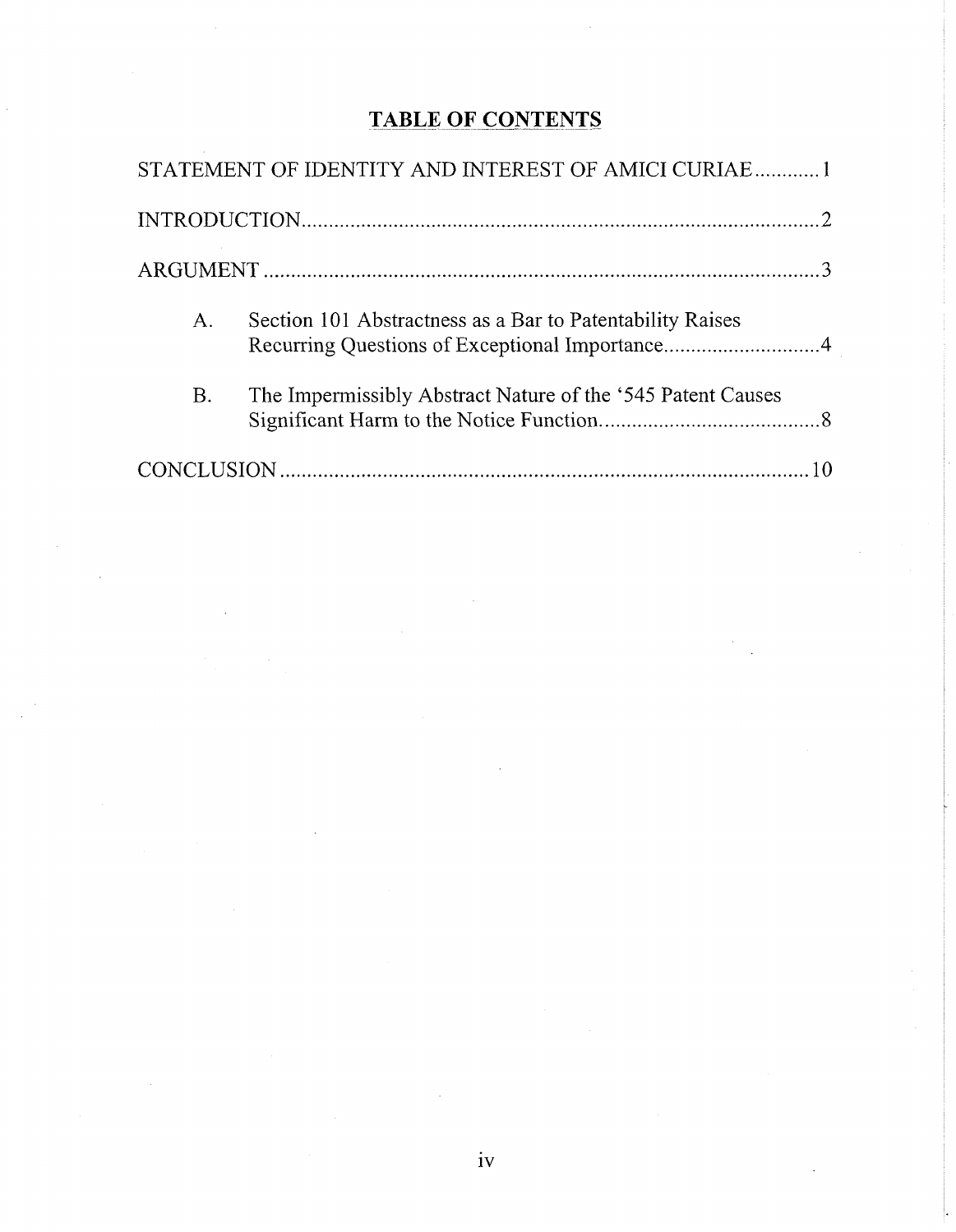## TABLE OF CONTENTS

STATEMENT OF IDENTITY AND INTEREST OF AMICI CURIAE............1

INTRODUCTION.................................................................................................2

ARGUMENT.......................................................................................................3

A. Section 101 Abstractness as a Bar to Patentability Raises Recurring Questions of Exceptional Importance.............................4

B. The Impermissibly Abstract Nature of the '545 Patent Causes Significant Harm to the Notice Function.........................................8

CONCLUSION..................................................................................................10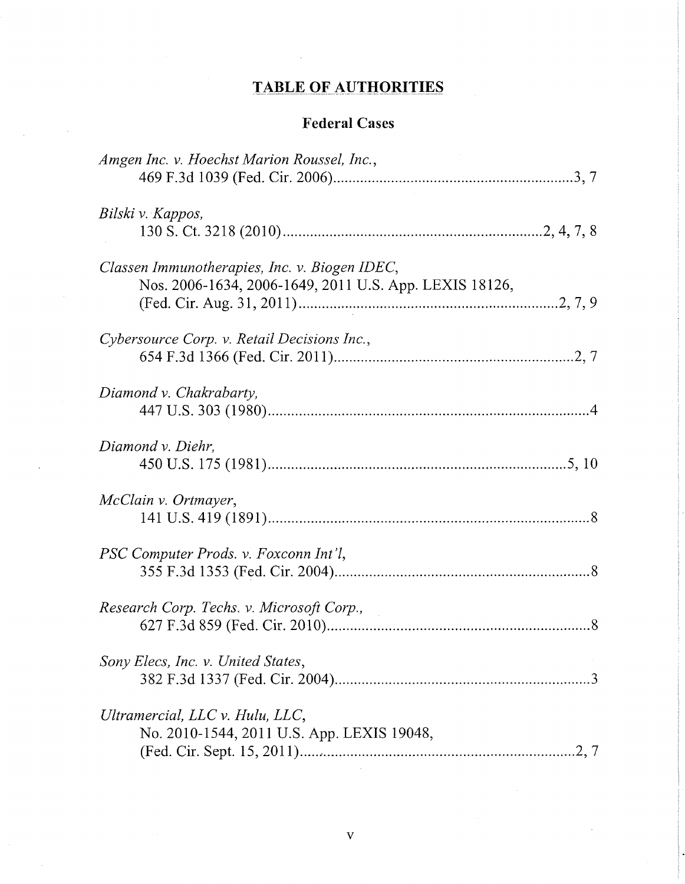# TABLE OF AUTHORITIES

## Federal Cases

*Amgen Inc. v. Hoechst Marion Roussel, Inc.*,
469 F.3d 1039 (Fed. Cir. 2006).....3, 7

*Bilski v. Kappos*,
130 S. Ct. 3218 (2010).....2, 4, 7, 8

*Classen Immunotherapies, Inc. v. Biogen IDEC*,
Nos. 2006-1634, 2006-1649, 2011 U.S. App. LEXIS 18126,
(Fed. Cir. Aug. 31, 2011).....2, 7, 9

*Cybersource Corp. v. Retail Decisions Inc.*,
654 F.3d 1366 (Fed. Cir. 2011).....2, 7

*Diamond v. Chakrabarty*,
447 U.S. 303 (1980).....4

*Diamond v. Diehr*,
450 U.S. 175 (1981).....5, 10

*McClain v. Ortmayer*,
141 U.S. 419 (1891).....8

*PSC Computer Prods. v. Foxconn Int'l*,
355 F.3d 1353 (Fed. Cir. 2004).....8

*Research Corp. Techs. v. Microsoft Corp.*,
627 F.3d 859 (Fed. Cir. 2010).....8

*Sony Elecs, Inc. v. United States*,
382 F.3d 1337 (Fed. Cir. 2004).....3

*Ultramercial, LLC v. Hulu, LLC*,
No. 2010-1544, 2011 U.S. App. LEXIS 19048,
(Fed. Cir. Sept. 15, 2011).....2, 7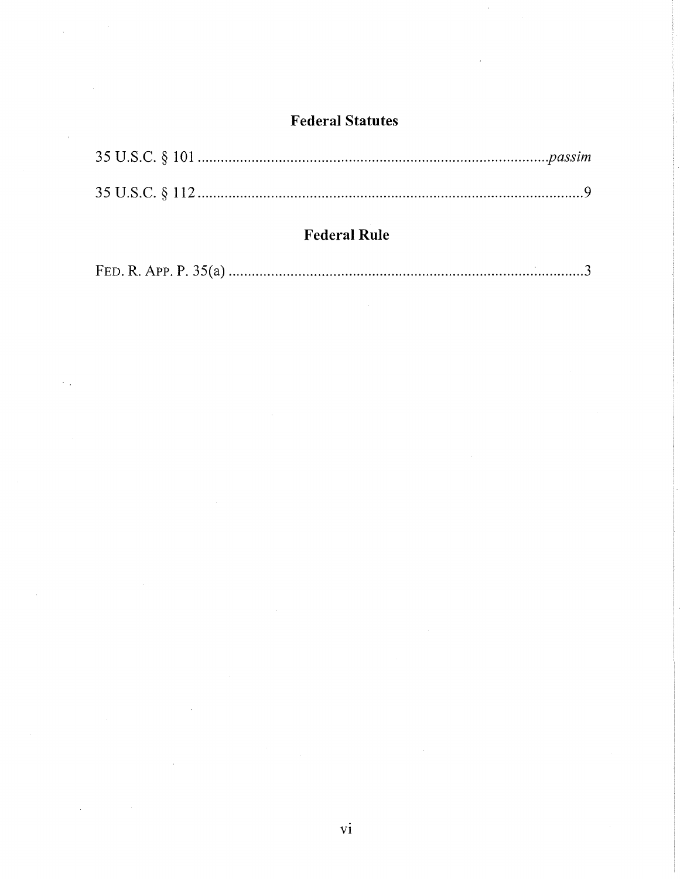## Federal Statutes

35 U.S.C. § 101 .......................................................................................... *passim*

35 U.S.C. § 112 .......................................................................................... 9

## Federal Rule

FED. R. APP. P. 35(a) .................................................................................. 3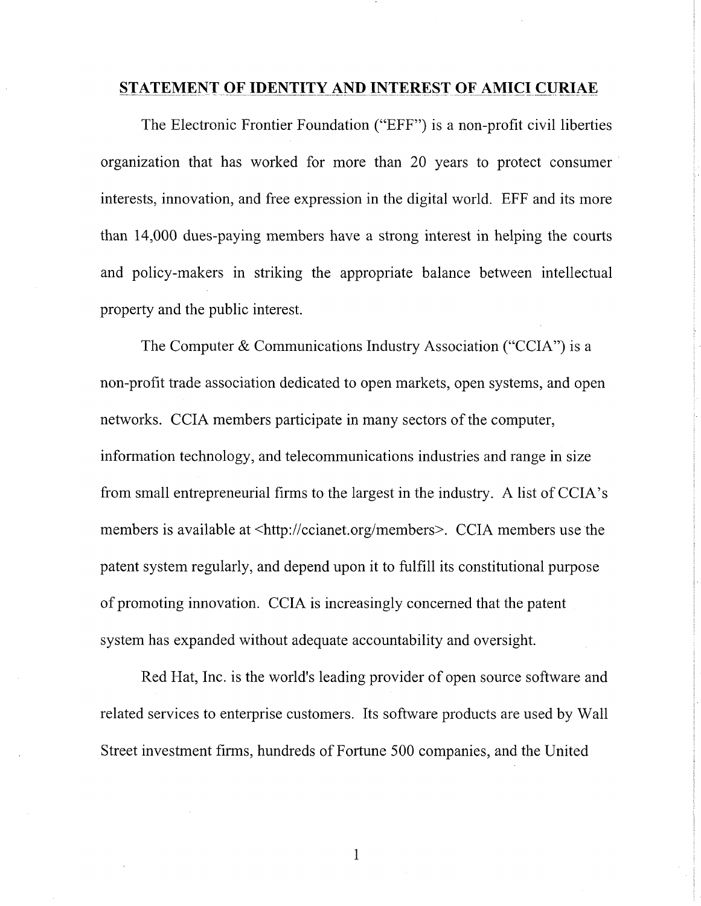## STATEMENT OF IDENTITY AND INTEREST OF AMICI CURIAE

The Electronic Frontier Foundation ("EFF") is a non-profit civil liberties organization that has worked for more than 20 years to protect consumer interests, innovation, and free expression in the digital world. EFF and its more than 14,000 dues-paying members have a strong interest in helping the courts and policy-makers in striking the appropriate balance between intellectual property and the public interest.

The Computer & Communications Industry Association ("CCIA") is a non-profit trade association dedicated to open markets, open systems, and open networks. CCIA members participate in many sectors of the computer, information technology, and telecommunications industries and range in size from small entrepreneurial firms to the largest in the industry. A list of CCIA's members is available at <http://ccianet.org/members>. CCIA members use the patent system regularly, and depend upon it to fulfill its constitutional purpose of promoting innovation. CCIA is increasingly concerned that the patent system has expanded without adequate accountability and oversight.

Red Hat, Inc. is the world's leading provider of open source software and related services to enterprise customers. Its software products are used by Wall Street investment firms, hundreds of Fortune 500 companies, and the United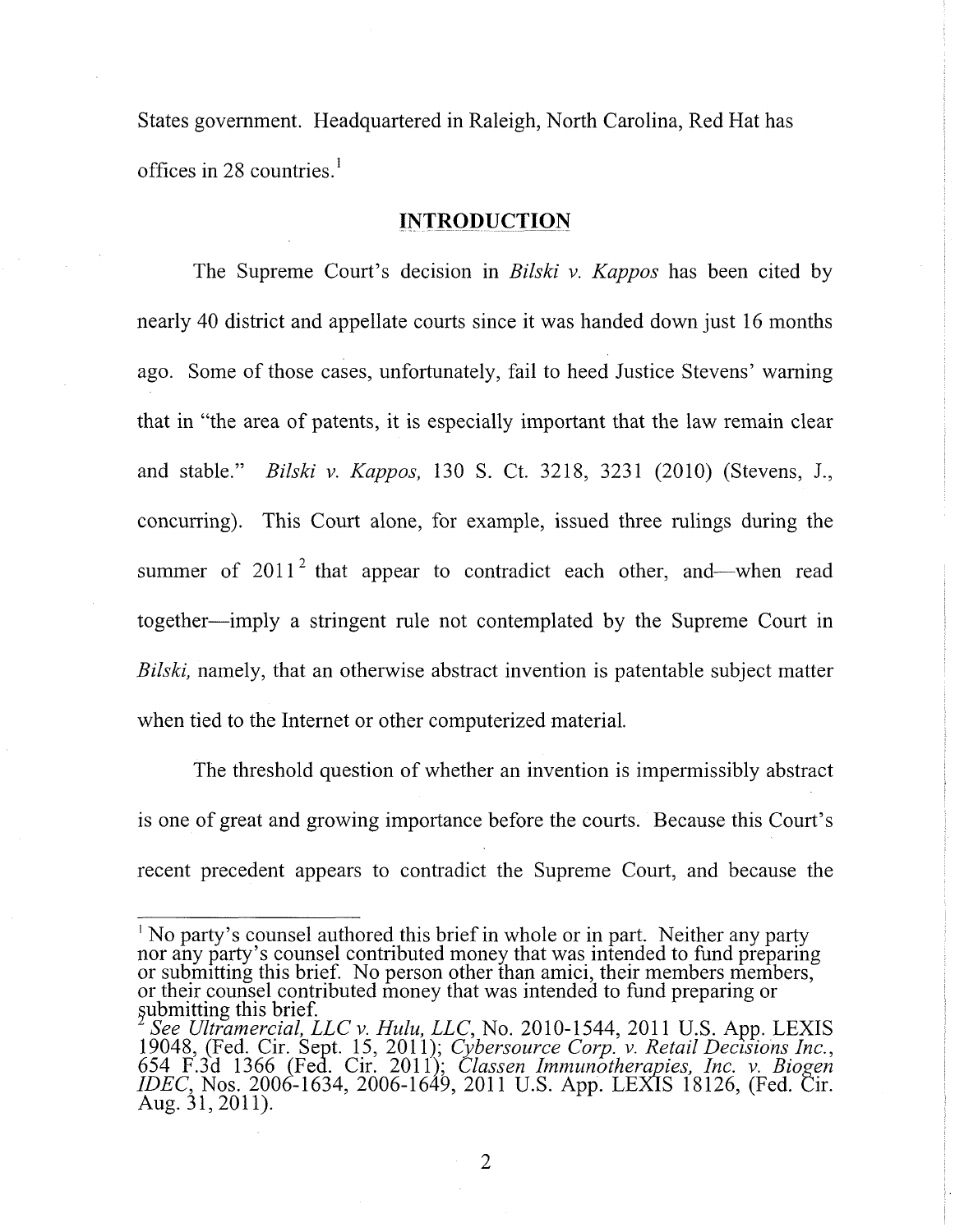States government. Headquartered in Raleigh, North Carolina, Red Hat has offices in 28 countries.[1]

## INTRODUCTION

The Supreme Court's decision in *Bilski v. Kappos* has been cited by nearly 40 district and appellate courts since it was handed down just 16 months ago. Some of those cases, unfortunately, fail to heed Justice Stevens' warning that in "the area of patents, it is especially important that the law remain clear and stable." *Bilski v. Kappos,* 130 S. Ct. 3218, 3231 (2010) (Stevens, J., concurring). This Court alone, for example, issued three rulings during the summer of 2011[2] that appear to contradict each other, and—when read together—imply a stringent rule not contemplated by the Supreme Court in *Bilski,* namely, that an otherwise abstract invention is patentable subject matter when tied to the Internet or other computerized material.

The threshold question of whether an invention is impermissibly abstract is one of great and growing importance before the courts. Because this Court's recent precedent appears to contradict the Supreme Court, and because the

---

[1] No party's counsel authored this brief in whole or in part. Neither any party nor any party's counsel contributed money that was intended to fund preparing or submitting this brief. No person other than amici, their members members, or their counsel contributed money that was intended to fund preparing or submitting this brief.

[2] *See Ultramercial, LLC v. Hulu, LLC*, No. 2010-1544, 2011 U.S. App. LEXIS 19048, (Fed. Cir. Sept. 15, 2011); *Cybersource Corp. v. Retail Decisions Inc.*, 654 F.3d 1366 (Fed. Cir. 2011); *Classen Immunotherapies, Inc. v. Biogen IDEC*, Nos. 2006-1634, 2006-1649, 2011 U.S. App. LEXIS 18126, (Fed. Cir. Aug. 31, 2011).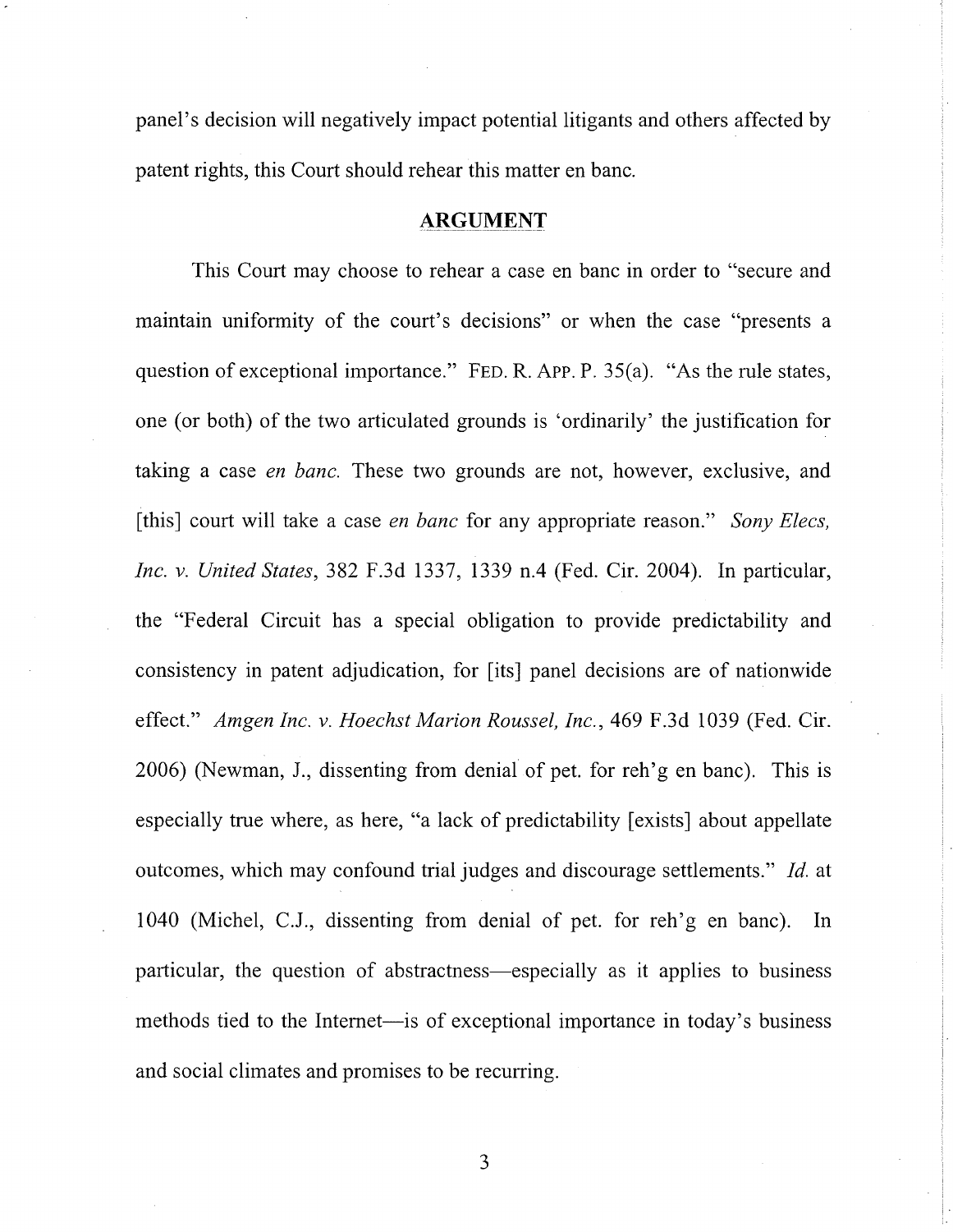panel's decision will negatively impact potential litigants and others affected by patent rights, this Court should rehear this matter en banc.

## ARGUMENT

This Court may choose to rehear a case en banc in order to "secure and maintain uniformity of the court's decisions" or when the case "presents a question of exceptional importance." FED. R. APP. P. 35(a). "As the rule states, one (or both) of the two articulated grounds is 'ordinarily' the justification for taking a case *en banc.* These two grounds are not, however, exclusive, and [this] court will take a case *en banc* for any appropriate reason." *Sony Elecs, Inc. v. United States*, 382 F.3d 1337, 1339 n.4 (Fed. Cir. 2004). In particular, the "Federal Circuit has a special obligation to provide predictability and consistency in patent adjudication, for [its] panel decisions are of nationwide effect." *Amgen Inc. v. Hoechst Marion Roussel, Inc.*, 469 F.3d 1039 (Fed. Cir. 2006) (Newman, J., dissenting from denial of pet. for reh'g en banc). This is especially true where, as here, "a lack of predictability [exists] about appellate outcomes, which may confound trial judges and discourage settlements." *Id.* at 1040 (Michel, C.J., dissenting from denial of pet. for reh'g en banc). In particular, the question of abstractness—especially as it applies to business methods tied to the Internet—is of exceptional importance in today's business and social climates and promises to be recurring.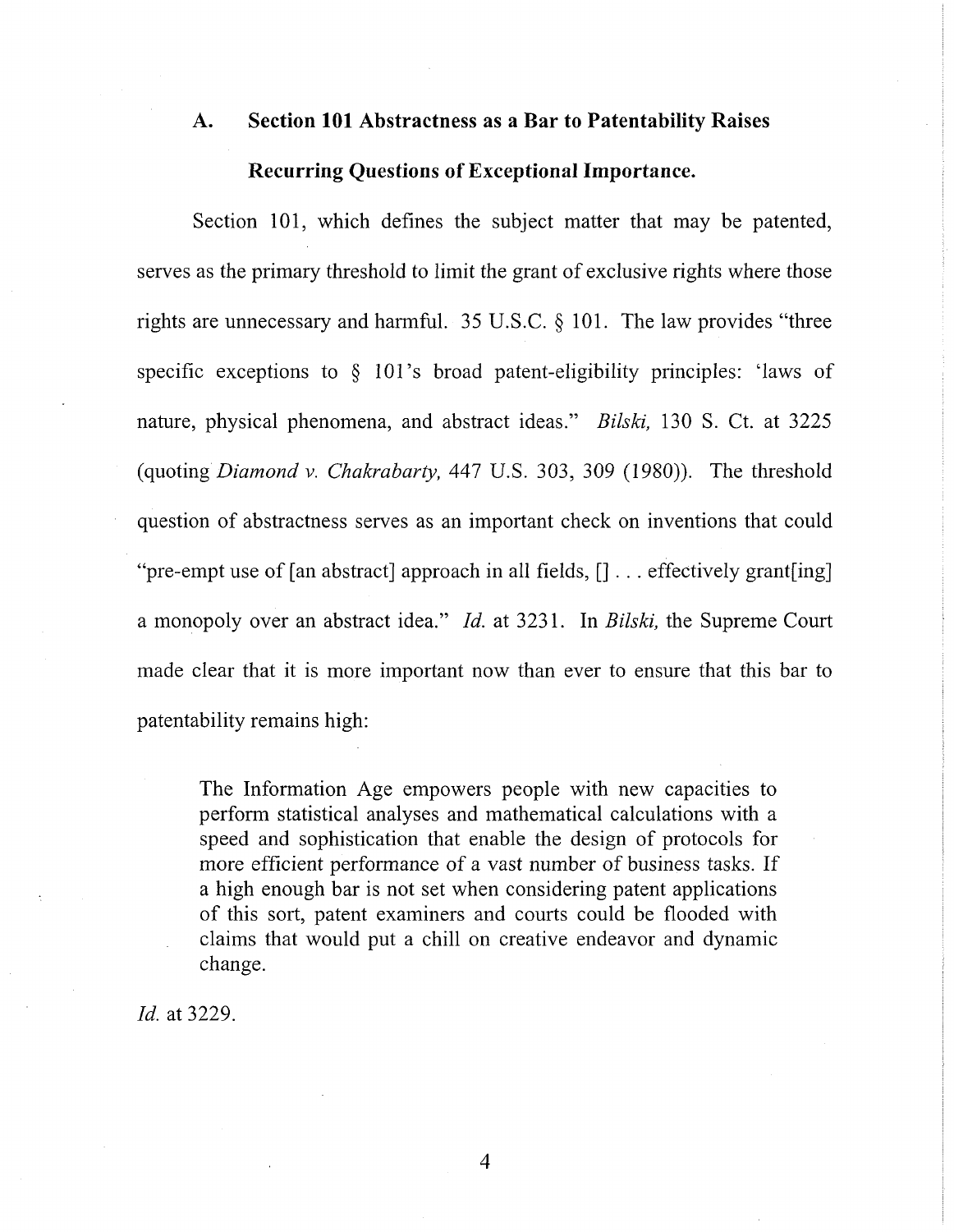### A. Section 101 Abstractness as a Bar to Patentability Raises Recurring Questions of Exceptional Importance.

Section 101, which defines the subject matter that may be patented, serves as the primary threshold to limit the grant of exclusive rights where those rights are unnecessary and harmful. 35 U.S.C. § 101. The law provides "three specific exceptions to § 101's broad patent-eligibility principles: 'laws of nature, physical phenomena, and abstract ideas." *Bilski,* 130 S. Ct. at 3225 (quoting *Diamond v. Chakrabarty,* 447 U.S. 303, 309 (1980)). The threshold question of abstractness serves as an important check on inventions that could "pre-empt use of [an abstract] approach in all fields, [] . . . effectively grant[ing] a monopoly over an abstract idea." *Id.* at 3231. In *Bilski,* the Supreme Court made clear that it is more important now than ever to ensure that this bar to patentability remains high:

> The Information Age empowers people with new capacities to perform statistical analyses and mathematical calculations with a speed and sophistication that enable the design of protocols for more efficient performance of a vast number of business tasks. If a high enough bar is not set when considering patent applications of this sort, patent examiners and courts could be flooded with claims that would put a chill on creative endeavor and dynamic change.

*Id.* at 3229.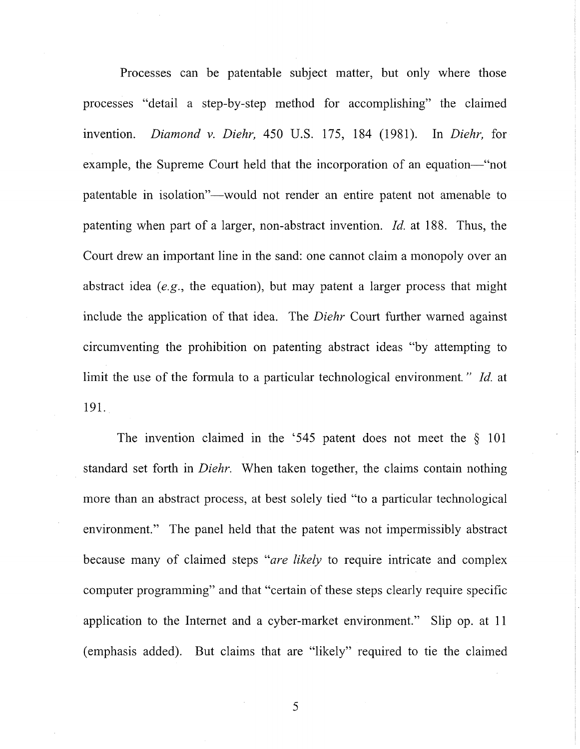Processes can be patentable subject matter, but only where those processes "detail a step-by-step method for accomplishing" the claimed invention. *Diamond v. Diehr,* 450 U.S. 175, 184 (1981). In *Diehr,* for example, the Supreme Court held that the incorporation of an equation—"not patentable in isolation"—would not render an entire patent not amenable to patenting when part of a larger, non-abstract invention. *Id.* at 188. Thus, the Court drew an important line in the sand: one cannot claim a monopoly over an abstract idea (*e.g.*, the equation), but may patent a larger process that might include the application of that idea. The *Diehr* Court further warned against circumventing the prohibition on patenting abstract ideas "by attempting to limit the use of the formula to a particular technological environment*.*" *Id.* at 191.

The invention claimed in the '545 patent does not meet the § 101 standard set forth in *Diehr.* When taken together, the claims contain nothing more than an abstract process, at best solely tied "to a particular technological environment." The panel held that the patent was not impermissibly abstract because many of claimed steps "*are likely* to require intricate and complex computer programming" and that "certain of these steps clearly require specific application to the Internet and a cyber-market environment." Slip op. at 11 (emphasis added). But claims that are "likely" required to tie the claimed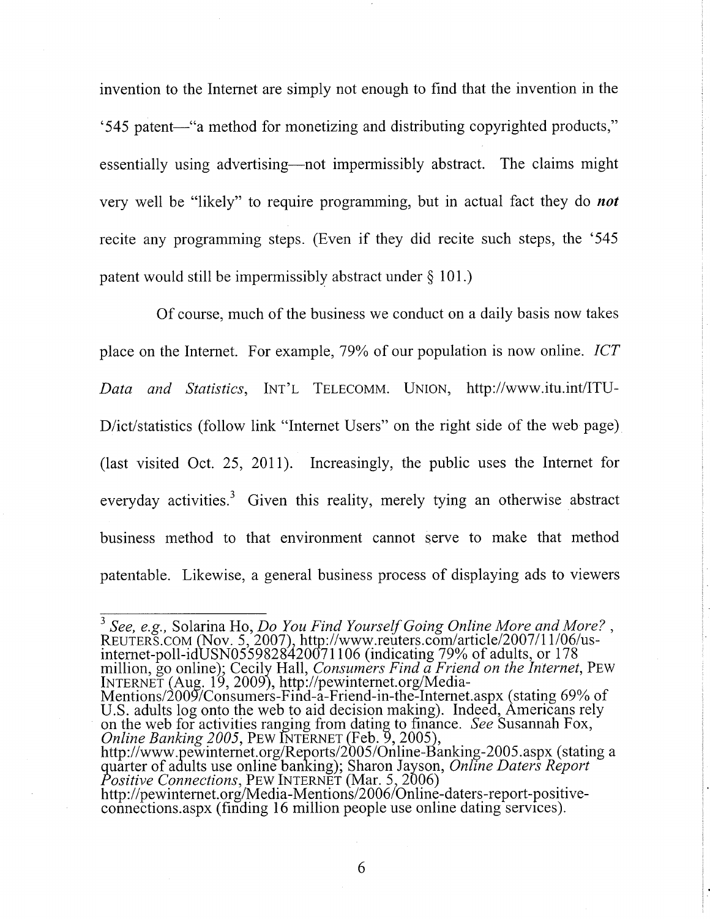invention to the Internet are simply not enough to find that the invention in the '545 patent—"a method for monetizing and distributing copyrighted products," essentially using advertising—not impermissibly abstract. The claims might very well be "likely" to require programming, but in actual fact they do ***not*** recite any programming steps. (Even if they did recite such steps, the '545 patent would still be impermissibly abstract under § 101.)

Of course, much of the business we conduct on a daily basis now takes place on the Internet. For example, 79% of our population is now online. *ICT Data and Statistics*, INT'L TELECOMM. UNION, http://www.itu.int/ITU-D/ict/statistics (follow link "Internet Users" on the right side of the web page) (last visited Oct. 25, 2011). Increasingly, the public uses the Internet for everyday activities.[3] Given this reality, merely tying an otherwise abstract business method to that environment cannot serve to make that method patentable. Likewise, a general business process of displaying ads to viewers

---

[3] *See, e.g.,* Solarina Ho, *Do You Find Yourself Going Online More and More?* , REUTERS.COM (Nov. 5, 2007), http://www.reuters.com/article/2007/11/06/us-internet-poll-idUSN0559828420071106 (indicating 79% of adults, or 178 million, go online); Cecily Hall, *Consumers Find a Friend on the Internet*, PEW INTERNET (Aug. 19, 2009), http://pewinternet.org/Media-Mentions/2009/Consumers-Find-a-Friend-in-the-Internet.aspx (stating 69% of U.S. adults log onto the web to aid decision making). Indeed, Americans rely on the web for activities ranging from dating to finance. *See* Susannah Fox, *Online Banking 2005*, PEW INTERNET (Feb. 9, 2005), http://www.pewinternet.org/Reports/2005/Online-Banking-2005.aspx (stating a quarter of adults use online banking); Sharon Jayson, *Online Daters Report Positive Connections*, PEW INTERNET (Mar. 5, 2006) http://pewinternet.org/Media-Mentions/2006/Online-daters-report-positive-connections.aspx (finding 16 million people use online dating services).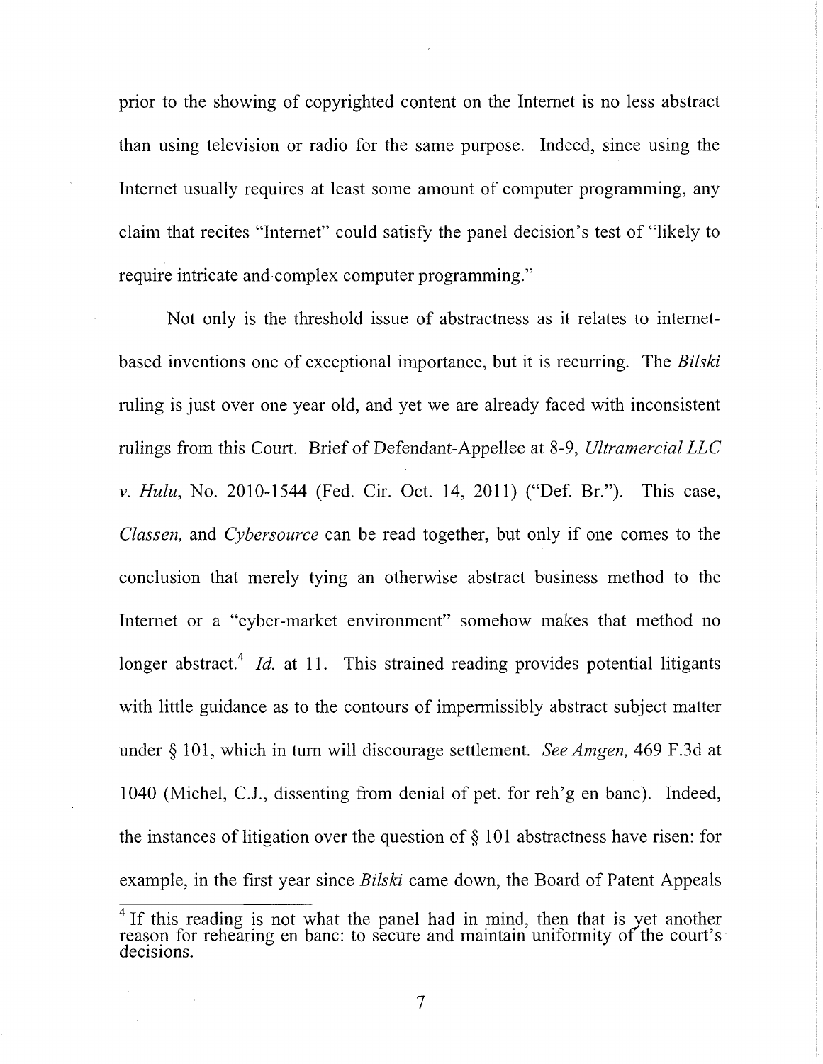prior to the showing of copyrighted content on the Internet is no less abstract than using television or radio for the same purpose. Indeed, since using the Internet usually requires at least some amount of computer programming, any claim that recites "Internet" could satisfy the panel decision's test of "likely to require intricate and complex computer programming."

Not only is the threshold issue of abstractness as it relates to internet-based inventions one of exceptional importance, but it is recurring. The *Bilski* ruling is just over one year old, and yet we are already faced with inconsistent rulings from this Court. Brief of Defendant-Appellee at 8-9, *Ultramercial LLC v. Hulu*, No. 2010-1544 (Fed. Cir. Oct. 14, 2011) ("Def. Br."). This case, *Classen,* and *Cybersource* can be read together, but only if one comes to the conclusion that merely tying an otherwise abstract business method to the Internet or a "cyber-market environment" somehow makes that method no longer abstract.[4] *Id.* at 11. This strained reading provides potential litigants with little guidance as to the contours of impermissibly abstract subject matter under § 101, which in turn will discourage settlement. *See Amgen,* 469 F.3d at 1040 (Michel, C.J., dissenting from denial of pet. for reh'g en banc). Indeed, the instances of litigation over the question of § 101 abstractness have risen: for example, in the first year since *Bilski* came down, the Board of Patent Appeals

[4] If this reading is not what the panel had in mind, then that is yet another reason for rehearing en banc: to secure and maintain uniformity of the court's decisions.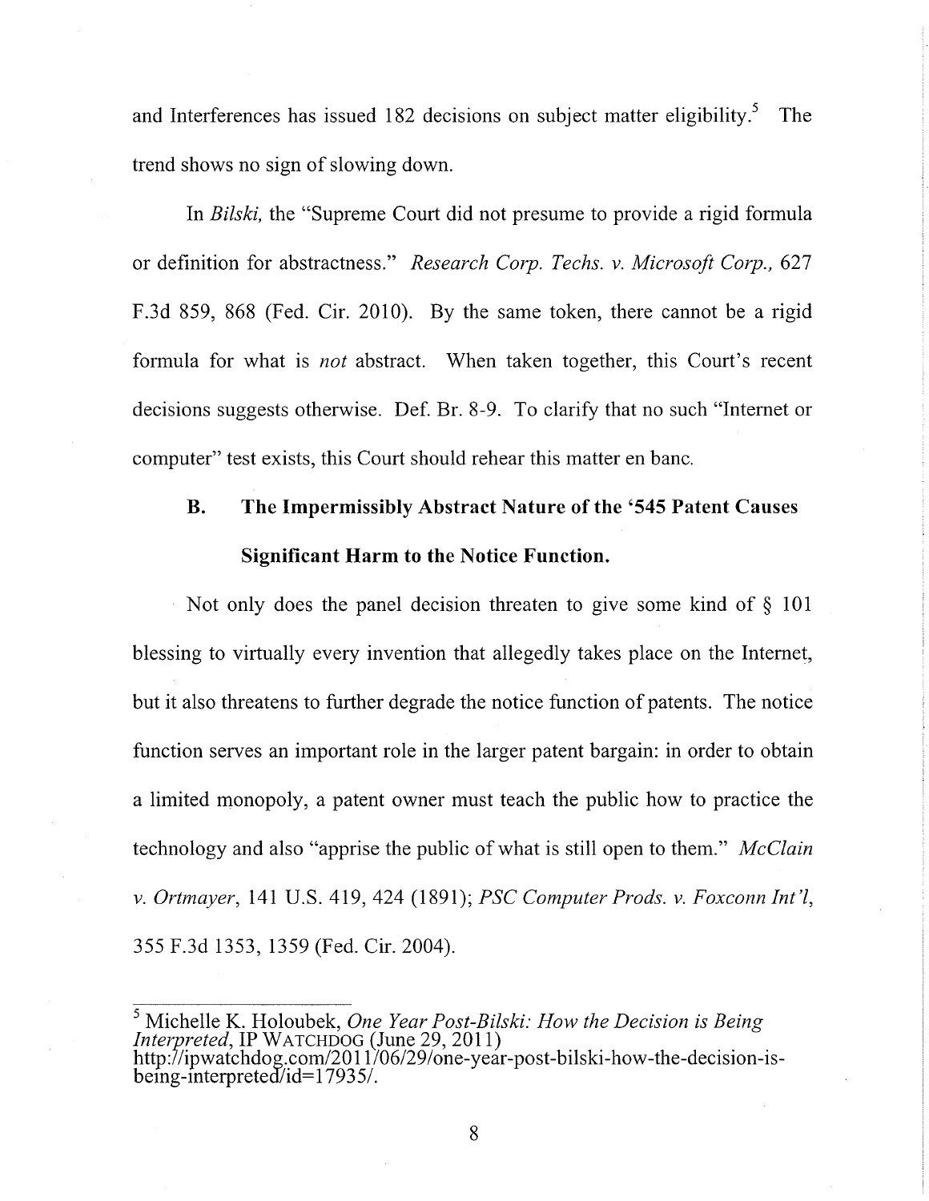and Interferences has issued 182 decisions on subject matter eligibility.[5] The trend shows no sign of slowing down.

In *Bilski,* the "Supreme Court did not presume to provide a rigid formula or definition for abstractness." *Research Corp. Techs. v. Microsoft Corp.,* 627 F.3d 859, 868 (Fed. Cir. 2010). By the same token, there cannot be a rigid formula for what is *not* abstract. When taken together, this Court's recent decisions suggests otherwise. Def. Br. 8-9. To clarify that no such "Internet or computer" test exists, this Court should rehear this matter en banc.

### B. The Impermissibly Abstract Nature of the '545 Patent Causes Significant Harm to the Notice Function.

Not only does the panel decision threaten to give some kind of § 101 blessing to virtually every invention that allegedly takes place on the Internet, but it also threatens to further degrade the notice function of patents. The notice function serves an important role in the larger patent bargain: in order to obtain a limited monopoly, a patent owner must teach the public how to practice the technology and also "apprise the public of what is still open to them." *McClain v. Ortmayer*, 141 U.S. 419, 424 (1891); *PSC Computer Prods. v. Foxconn Int'l*, 355 F.3d 1353, 1359 (Fed. Cir. 2004).

---

[5] Michelle K. Holoubek, *One Year Post-Bilski: How the Decision is Being Interpreted*, IP WATCHDOG (June 29, 2011) http://ipwatchdog.com/2011/06/29/one-year-post-bilski-how-the-decision-is-being-interpreted/id=17935/.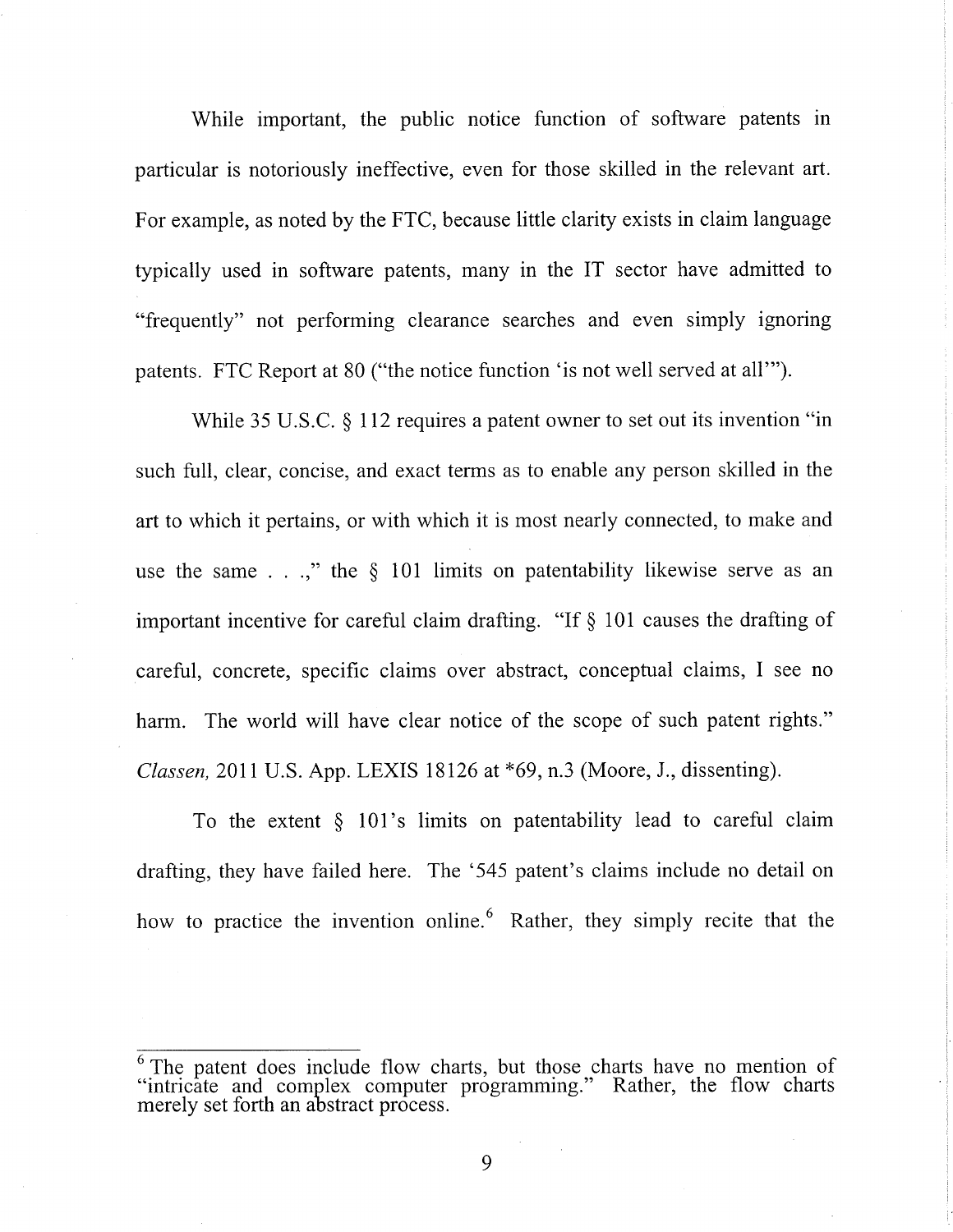While important, the public notice function of software patents in particular is notoriously ineffective, even for those skilled in the relevant art. For example, as noted by the FTC, because little clarity exists in claim language typically used in software patents, many in the IT sector have admitted to "frequently" not performing clearance searches and even simply ignoring patents. FTC Report at 80 ("the notice function 'is not well served at all'").

While 35 U.S.C. § 112 requires a patent owner to set out its invention "in such full, clear, concise, and exact terms as to enable any person skilled in the art to which it pertains, or with which it is most nearly connected, to make and use the same . . .," the § 101 limits on patentability likewise serve as an important incentive for careful claim drafting. "If § 101 causes the drafting of careful, concrete, specific claims over abstract, conceptual claims, I see no harm. The world will have clear notice of the scope of such patent rights." *Classen,* 2011 U.S. App. LEXIS 18126 at *69, n.3 (Moore, J., dissenting).

To the extent § 101's limits on patentability lead to careful claim drafting, they have failed here. The '545 patent's claims include no detail on how to practice the invention online.[6] Rather, they simply recite that the

[6] The patent does include flow charts, but those charts have no mention of "intricate and complex computer programming." Rather, the flow charts merely set forth an abstract process.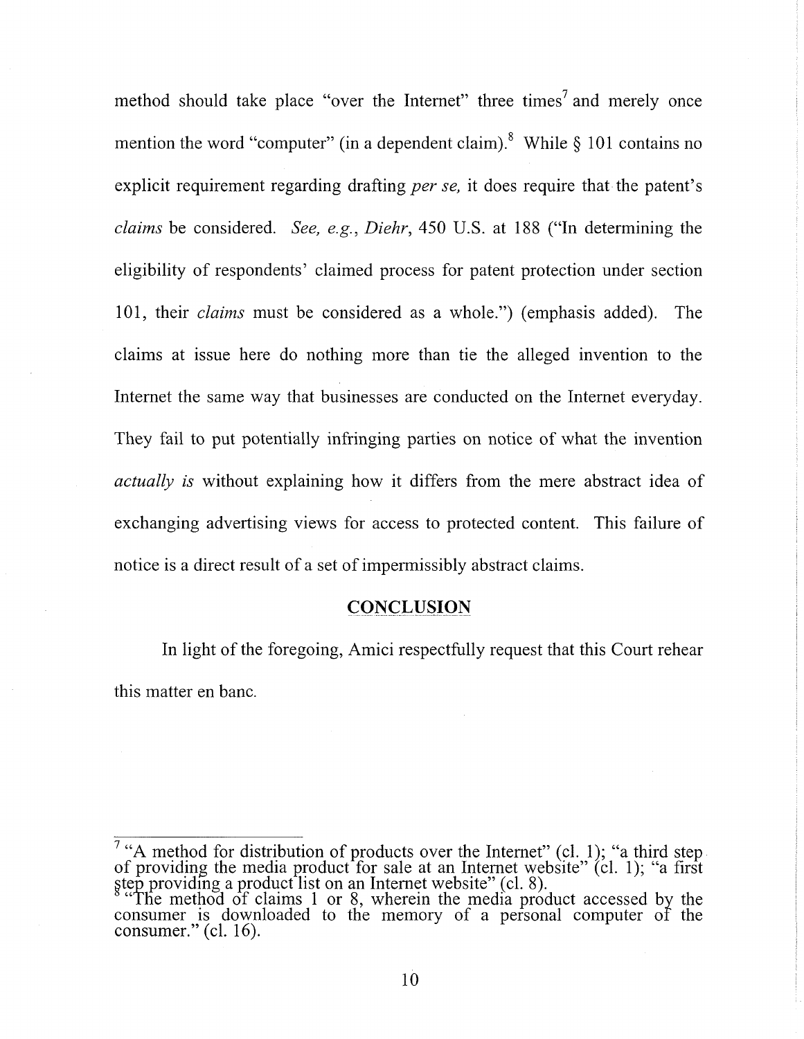method should take place "over the Internet" three times[7] and merely once mention the word "computer" (in a dependent claim).[8] While § 101 contains no explicit requirement regarding drafting *per se,* it does require that the patent's *claims* be considered. *See, e.g., Diehr,* 450 U.S. at 188 ("In determining the eligibility of respondents' claimed process for patent protection under section 101, their *claims* must be considered as a whole.") (emphasis added). The claims at issue here do nothing more than tie the alleged invention to the Internet the same way that businesses are conducted on the Internet everyday. They fail to put potentially infringing parties on notice of what the invention *actually is* without explaining how it differs from the mere abstract idea of exchanging advertising views for access to protected content. This failure of notice is a direct result of a set of impermissibly abstract claims.

## CONCLUSION

In light of the foregoing, Amici respectfully request that this Court rehear this matter en banc.

---

[7] "A method for distribution of products over the Internet" (cl. 1); "a third step of providing the media product for sale at an Internet website" (cl. 1); "a first step providing a product list on an Internet website" (cl. 8).

[8] "The method of claims 1 or 8, wherein the media product accessed by the consumer is downloaded to the memory of a personal computer of the consumer." (cl. 16).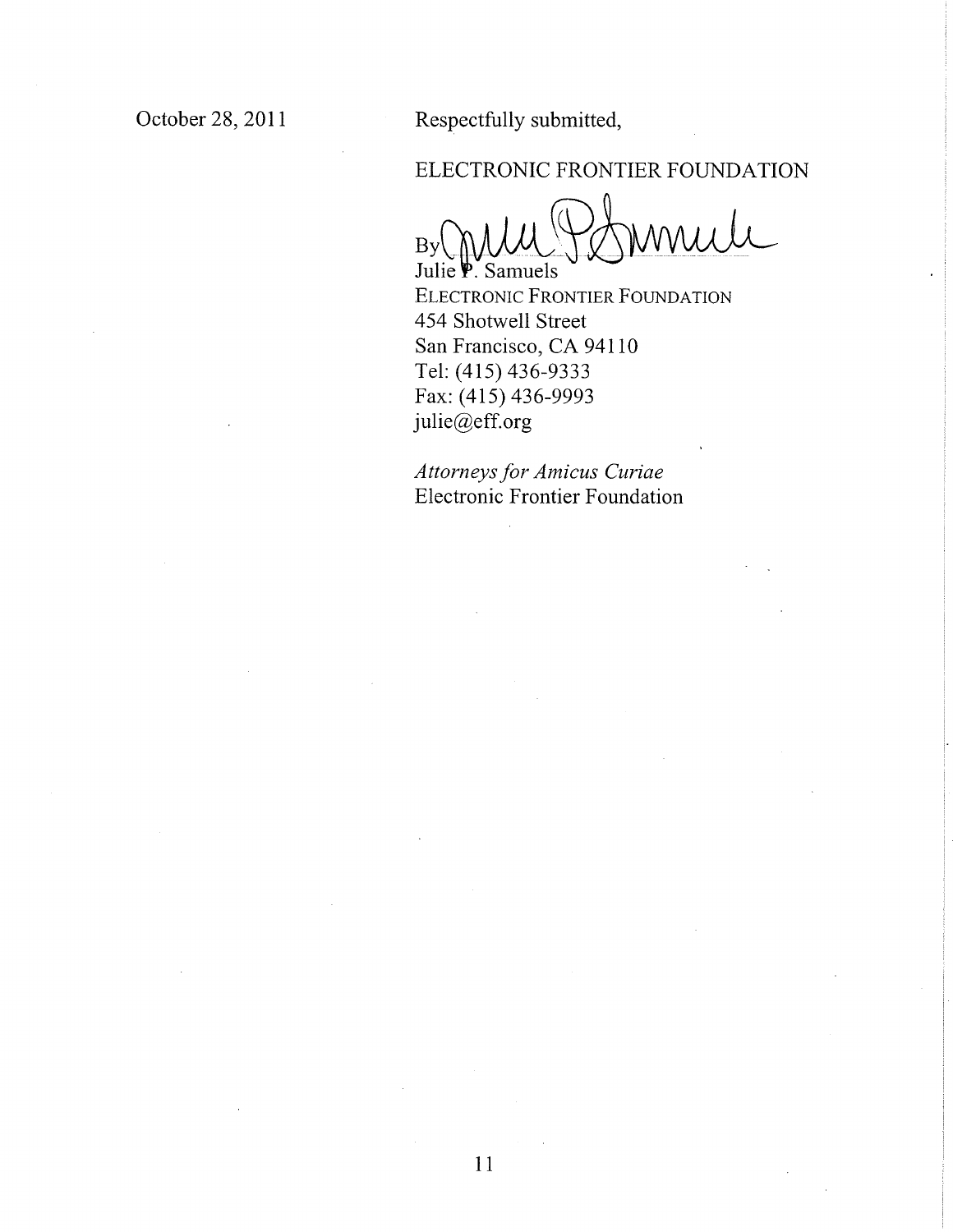October 28, 2011

Respectfully submitted,

ELECTRONIC FRONTIER FOUNDATION

By /s/ Julie P. Samuels
Julie P. Samuels
ELECTRONIC FRONTIER FOUNDATION
454 Shotwell Street
San Francisco, CA 94110
Tel: (415) 436-9333
Fax: (415) 436-9993
julie@eff.org

*Attorneys for Amicus Curiae*
Electronic Frontier Foundation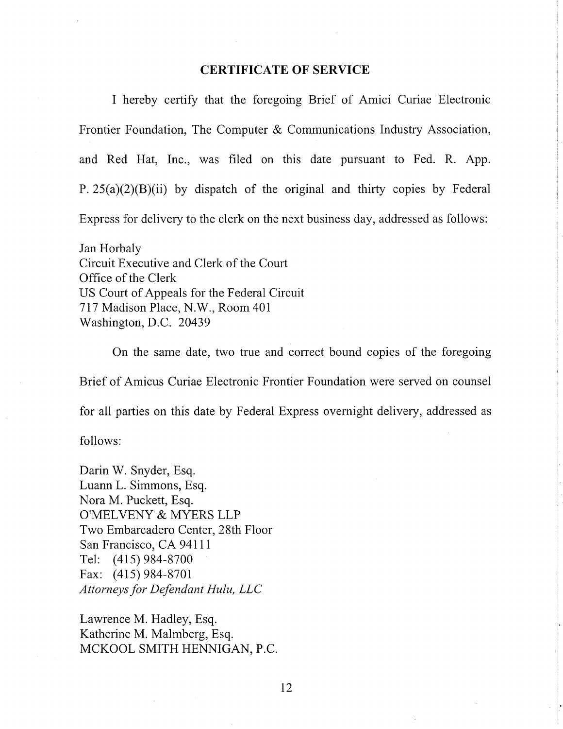## CERTIFICATE OF SERVICE

I hereby certify that the foregoing Brief of Amici Curiae Electronic Frontier Foundation, The Computer & Communications Industry Association, and Red Hat, Inc., was filed on this date pursuant to Fed. R. App. P. 25(a)(2)(B)(ii) by dispatch of the original and thirty copies by Federal Express for delivery to the clerk on the next business day, addressed as follows:

Jan Horbaly
Circuit Executive and Clerk of the Court
Office of the Clerk
US Court of Appeals for the Federal Circuit
717 Madison Place, N.W., Room 401
Washington, D.C. 20439

On the same date, two true and correct bound copies of the foregoing Brief of Amicus Curiae Electronic Frontier Foundation were served on counsel for all parties on this date by Federal Express overnight delivery, addressed as follows:

Darin W. Snyder, Esq.
Luann L. Simmons, Esq.
Nora M. Puckett, Esq.
O'MELVENY & MYERS LLP
Two Embarcadero Center, 28th Floor
San Francisco, CA 94111
Tel: (415) 984-8700
Fax: (415) 984-8701
*Attorneys for Defendant Hulu, LLC*

Lawrence M. Hadley, Esq.
Katherine M. Malmberg, Esq.
MCKOOL SMITH HENNIGAN, P.C.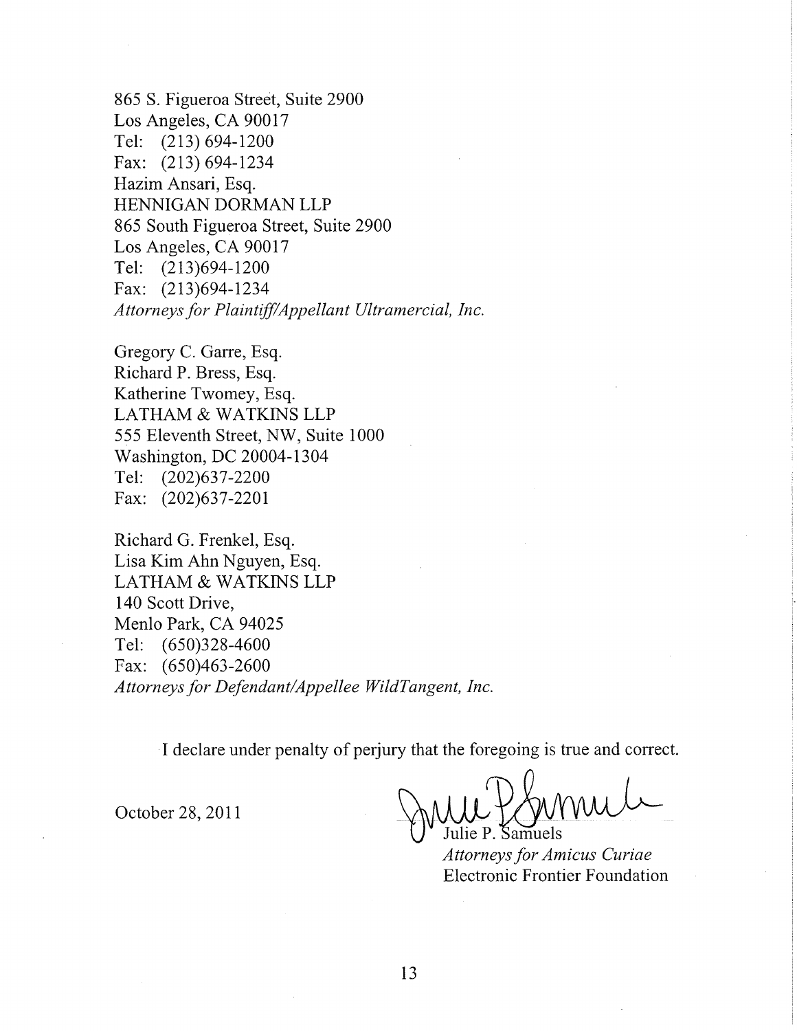865 S. Figueroa Street, Suite 2900
Los Angeles, CA 90017
Tel: (213) 694-1200
Fax: (213) 694-1234
Hazim Ansari, Esq.
HENNIGAN DORMAN LLP
865 South Figueroa Street, Suite 2900
Los Angeles, CA 90017
Tel: (213)694-1200
Fax: (213)694-1234
*Attorneys for Plaintiff/Appellant Ultramercial, Inc.*

Gregory C. Garre, Esq.
Richard P. Bress, Esq.
Katherine Twomey, Esq.
LATHAM & WATKINS LLP
555 Eleventh Street, NW, Suite 1000
Washington, DC 20004-1304
Tel: (202)637-2200
Fax: (202)637-2201

Richard G. Frenkel, Esq.
Lisa Kim Ahn Nguyen, Esq.
LATHAM & WATKINS LLP
140 Scott Drive,
Menlo Park, CA 94025
Tel: (650)328-4600
Fax: (650)463-2600
*Attorneys for Defendant/Appellee WildTangent, Inc.*

I declare under penalty of perjury that the foregoing is true and correct.

October 28, 2011

Julie P. Samuels
*Attorneys for Amicus Curiae*
Electronic Frontier Foundation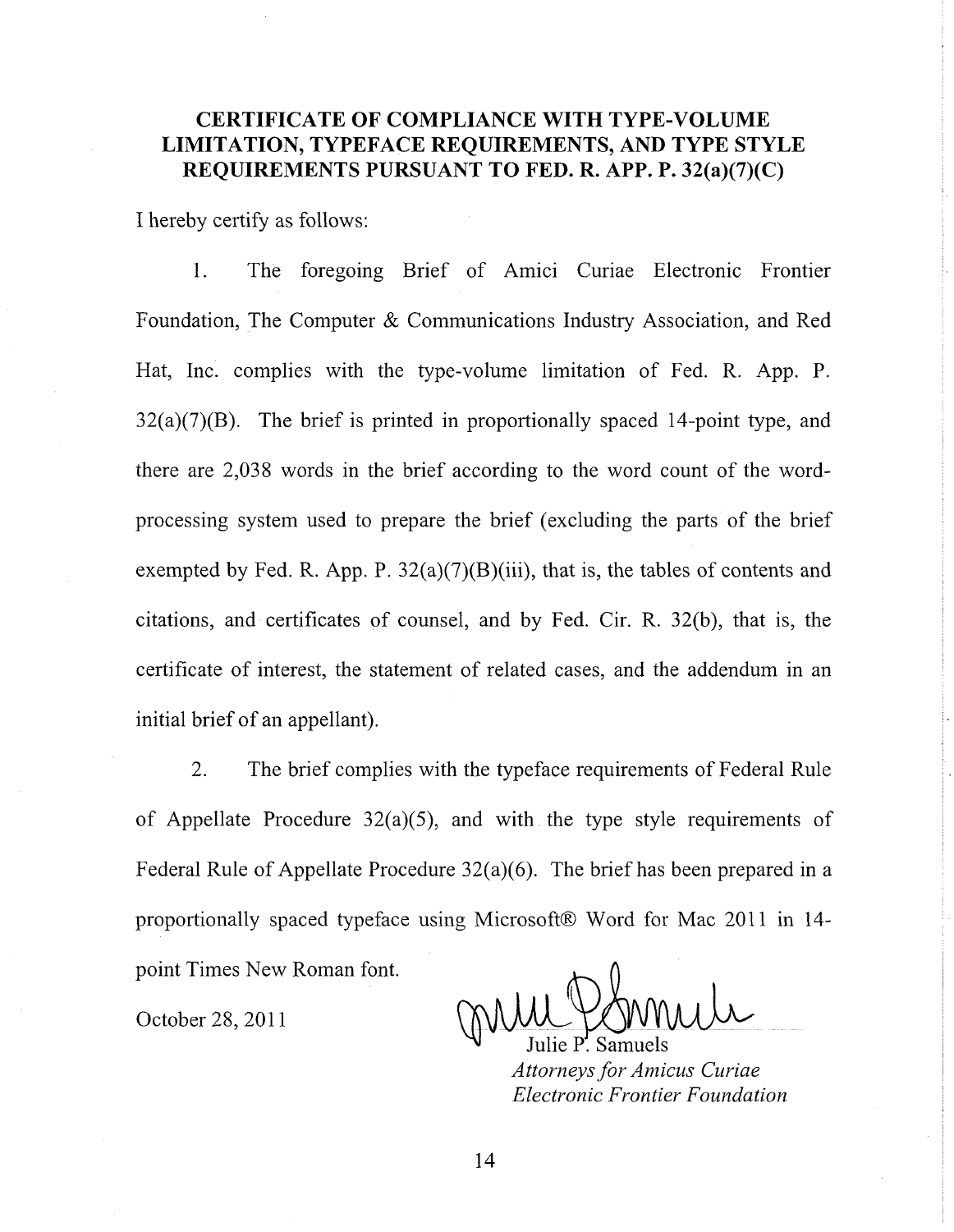## CERTIFICATE OF COMPLIANCE WITH TYPE-VOLUME LIMITATION, TYPEFACE REQUIREMENTS, AND TYPE STYLE REQUIREMENTS PURSUANT TO FED. R. APP. P. 32(a)(7)(C)

I hereby certify as follows:

1. The foregoing Brief of Amici Curiae Electronic Frontier Foundation, The Computer & Communications Industry Association, and Red Hat, Inc. complies with the type-volume limitation of Fed. R. App. P. 32(a)(7)(B). The brief is printed in proportionally spaced 14-point type, and there are 2,038 words in the brief according to the word count of the word-processing system used to prepare the brief (excluding the parts of the brief exempted by Fed. R. App. P. 32(a)(7)(B)(iii), that is, the tables of contents and citations, and certificates of counsel, and by Fed. Cir. R. 32(b), that is, the certificate of interest, the statement of related cases, and the addendum in an initial brief of an appellant).

2. The brief complies with the typeface requirements of Federal Rule of Appellate Procedure 32(a)(5), and with the type style requirements of Federal Rule of Appellate Procedure 32(a)(6). The brief has been prepared in a proportionally spaced typeface using Microsoft® Word for Mac 2011 in 14-point Times New Roman font.

October 28, 2011

Julie P. Samuels
*Attorneys for Amicus Curiae*
*Electronic Frontier Foundation*